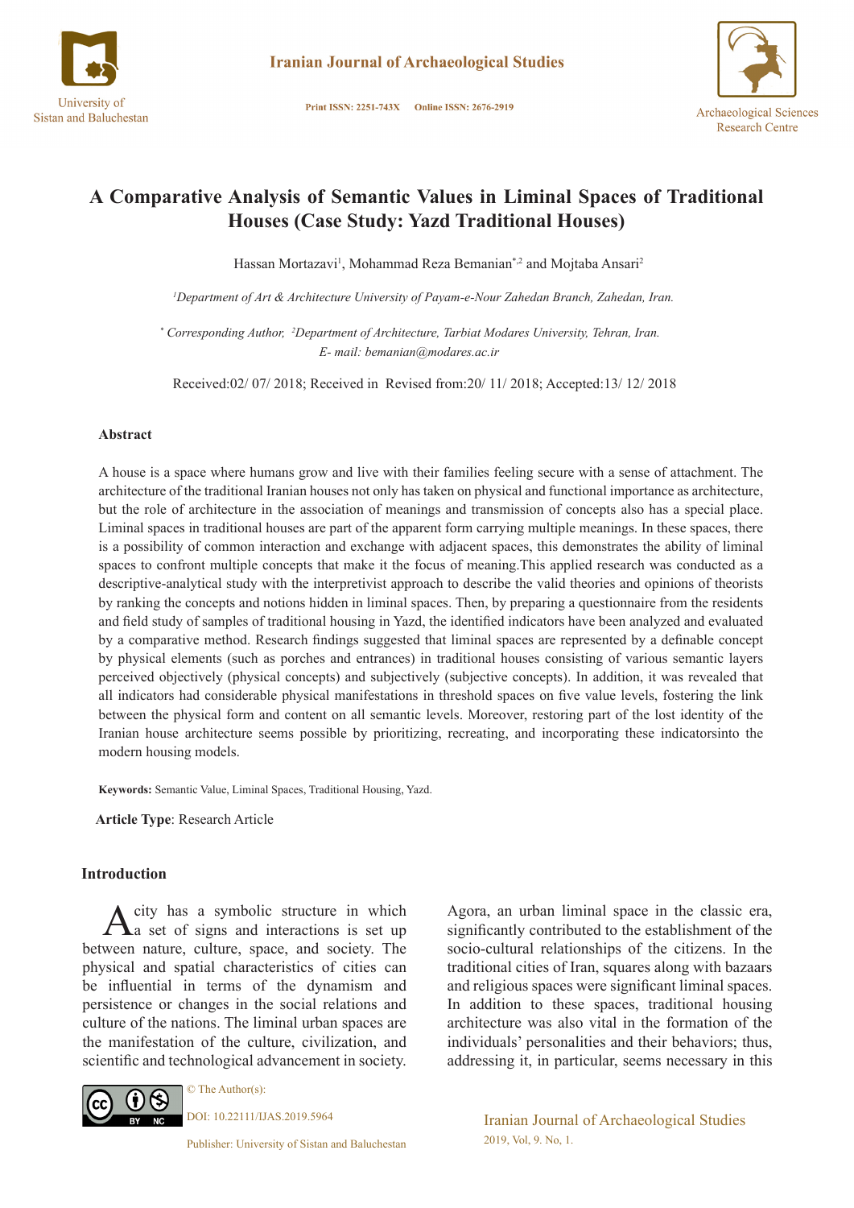# A Comparative Analysis of Semantic Values in Liminal Spaces of Traditional Houses (Case Study: Yazd Traditional Houses)

Hassan Mortazavi[1], Mohammad Reza Bemanian[*,2] and Mojtaba Ansari[2]

*[1]Department of Art & Architecture University of Payam-e-Nour Zahedan Branch, Zahedan, Iran.*

*[*] Corresponding Author, [2]Department of Architecture, Tarbiat Modares University, Tehran, Iran.*
*E- mail: bemanian@modares.ac.ir*

Received:02/ 07/ 2018; Received in Revised from:20/ 11/ 2018; Accepted:13/ 12/ 2018

### Abstract

A house is a space where humans grow and live with their families feeling secure with a sense of attachment. The architecture of the traditional Iranian houses not only has taken on physical and functional importance as architecture, but the role of architecture in the association of meanings and transmission of concepts also has a special place. Liminal spaces in traditional houses are part of the apparent form carrying multiple meanings. In these spaces, there is a possibility of common interaction and exchange with adjacent spaces, this demonstrates the ability of liminal spaces to confront multiple concepts that make it the focus of meaning.This applied research was conducted as a descriptive-analytical study with the interpretivist approach to describe the valid theories and opinions of theorists by ranking the concepts and notions hidden in liminal spaces. Then, by preparing a questionnaire from the residents and field study of samples of traditional housing in Yazd, the identified indicators have been analyzed and evaluated by a comparative method. Research findings suggested that liminal spaces are represented by a definable concept by physical elements (such as porches and entrances) in traditional houses consisting of various semantic layers perceived objectively (physical concepts) and subjectively (subjective concepts). In addition, it was revealed that all indicators had considerable physical manifestations in threshold spaces on five value levels, fostering the link between the physical form and content on all semantic levels. Moreover, restoring part of the lost identity of the Iranian house architecture seems possible by prioritizing, recreating, and incorporating these indicatorsinto the modern housing models.

**Keywords:** Semantic Value, Liminal Spaces, Traditional Housing, Yazd.

**Article Type**: Research Article

### Introduction

A city has a symbolic structure in which a set of signs and interactions is set up between nature, culture, space, and society. The physical and spatial characteristics of cities can be influential in terms of the dynamism and persistence or changes in the social relations and culture of the nations. The liminal urban spaces are the manifestation of the culture, civilization, and scientific and technological advancement in society. Agora, an urban liminal space in the classic era, significantly contributed to the establishment of the socio-cultural relationships of the citizens. In the traditional cities of Iran, squares along with bazaars and religious spaces were significant liminal spaces. In addition to these spaces, traditional housing architecture was also vital in the formation of the individuals' personalities and their behaviors; thus, addressing it, in particular, seems necessary in this

© The Author(s):
DOI: 10.22111/IJAS.2019.5964
Publisher: University of Sistan and Baluchestan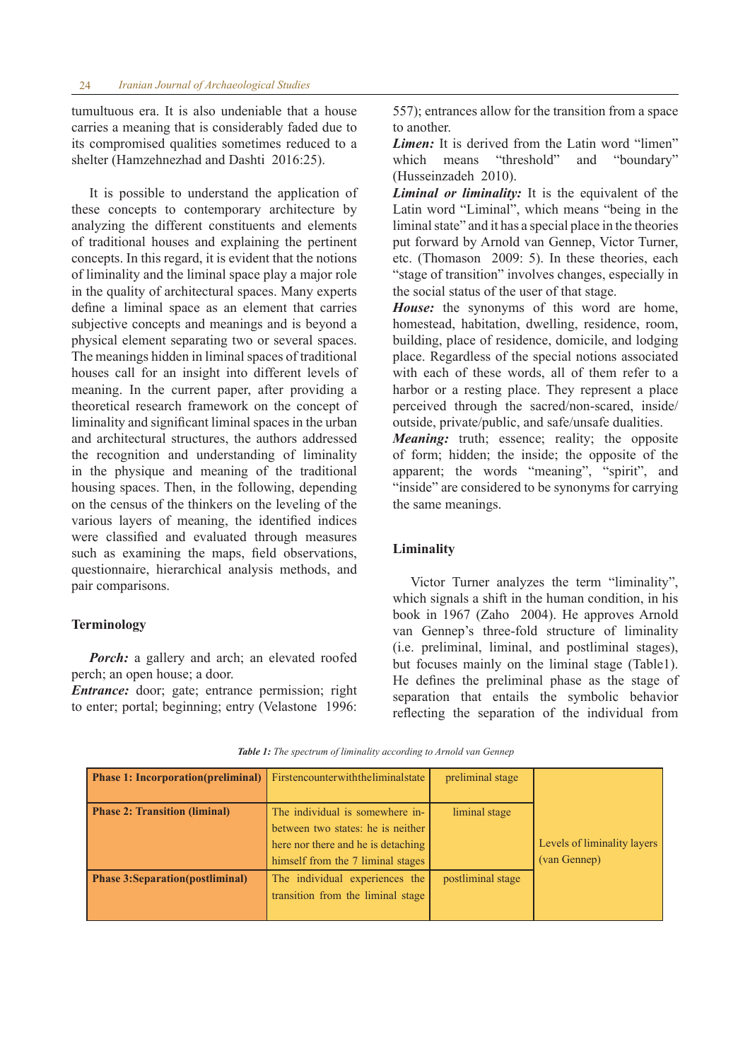tumultuous era. It is also undeniable that a house carries a meaning that is considerably faded due to its compromised qualities sometimes reduced to a shelter (Hamzehnezhad and Dashti 2016:25).

It is possible to understand the application of these concepts to contemporary architecture by analyzing the different constituents and elements of traditional houses and explaining the pertinent concepts. In this regard, it is evident that the notions of liminality and the liminal space play a major role in the quality of architectural spaces. Many experts define a liminal space as an element that carries subjective concepts and meanings and is beyond a physical element separating two or several spaces. The meanings hidden in liminal spaces of traditional houses call for an insight into different levels of meaning. In the current paper, after providing a theoretical research framework on the concept of liminality and significant liminal spaces in the urban and architectural structures, the authors addressed the recognition and understanding of liminality in the physique and meaning of the traditional housing spaces. Then, in the following, depending on the census of the thinkers on the leveling of the various layers of meaning, the identified indices were classified and evaluated through measures such as examining the maps, field observations, questionnaire, hierarchical analysis methods, and pair comparisons.

## Terminology

***Porch:*** a gallery and arch; an elevated roofed perch; an open house; a door.

***Entrance:*** door; gate; entrance permission; right to enter; portal; beginning; entry (Velastone 1996: 557); entrances allow for the transition from a space to another.

***Limen:*** It is derived from the Latin word "limen" which means "threshold" and "boundary" (Husseinzadeh 2010).

***Liminal or liminality:*** It is the equivalent of the Latin word "Liminal", which means "being in the liminal state" and it has a special place in the theories put forward by Arnold van Gennep, Victor Turner, etc. (Thomason 2009: 5). In these theories, each "stage of transition" involves changes, especially in the social status of the user of that stage.

***House:*** the synonyms of this word are home, homestead, habitation, dwelling, residence, room, building, place of residence, domicile, and lodging place. Regardless of the special notions associated with each of these words, all of them refer to a harbor or a resting place. They represent a place perceived through the sacred/non-scared, inside/outside, private/public, and safe/unsafe dualities.

***Meaning:*** truth; essence; reality; the opposite of form; hidden; the inside; the opposite of the apparent; the words "meaning", "spirit", and "inside" are considered to be synonyms for carrying the same meanings.

## Liminality

Victor Turner analyzes the term "liminality", which signals a shift in the human condition, in his book in 1967 (Zaho 2004). He approves Arnold van Gennep's three-fold structure of liminality (i.e. preliminal, liminal, and postliminal stages), but focuses mainly on the liminal stage (Table1). He defines the preliminal phase as the stage of separation that entails the symbolic behavior reflecting the separation of the individual from

***Table 1:*** *The spectrum of liminality according to Arnold van Gennep*

| | | | |
|---|---|---|---|
| **Phase 1: Incorporation(preliminal)** | Firstencounterwiththeliminalstate | preliminal stage | Levels of liminality layers (van Gennep) |
| **Phase 2: Transition (liminal)** | The individual is somewhere in-between two states: he is neither here nor there and he is detaching himself from the 7 liminal stages | liminal stage | |
| **Phase 3:Separation(postliminal)** | The individual experiences the transition from the liminal stage | postliminal stage | |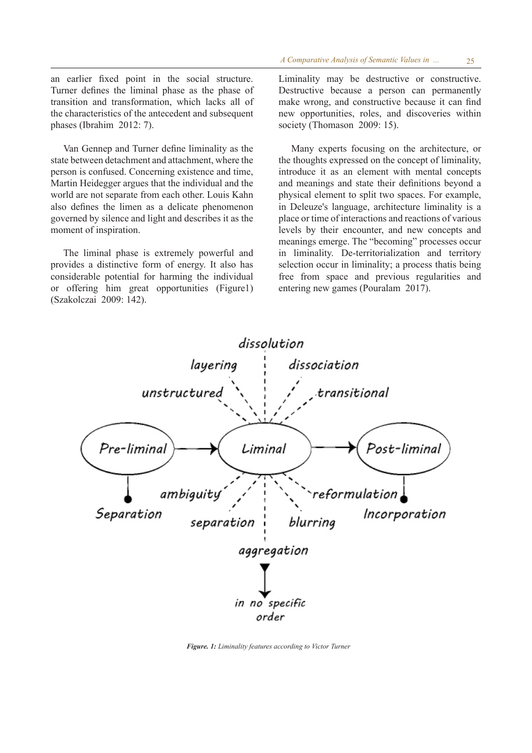an earlier fixed point in the social structure. Turner defines the liminal phase as the phase of transition and transformation, which lacks all of the characteristics of the antecedent and subsequent phases (Ibrahim 2012: 7).

Van Gennep and Turner define liminality as the state between detachment and attachment, where the person is confused. Concerning existence and time, Martin Heidegger argues that the individual and the world are not separate from each other. Louis Kahn also defines the limen as a delicate phenomenon governed by silence and light and describes it as the moment of inspiration.

The liminal phase is extremely powerful and provides a distinctive form of energy. It also has considerable potential for harming the individual or offering him great opportunities (Figure1) (Szakolczai 2009: 142).

Liminality may be destructive or constructive. Destructive because a person can permanently make wrong, and constructive because it can find new opportunities, roles, and discoveries within society (Thomason 2009: 15).

Many experts focusing on the architecture, or the thoughts expressed on the concept of liminality, introduce it as an element with mental concepts and meanings and state their definitions beyond a physical element to split two spaces. For example, in Deleuze's language, architecture liminality is a place or time of interactions and reactions of various levels by their encounter, and new concepts and meanings emerge. The "becoming" processes occur in liminality. De-territorialization and territory selection occur in liminality; a process thatis being free from space and previous regularities and entering new games (Pouralam 2017).

*Figure. 1: Liminality features according to Victor Turner*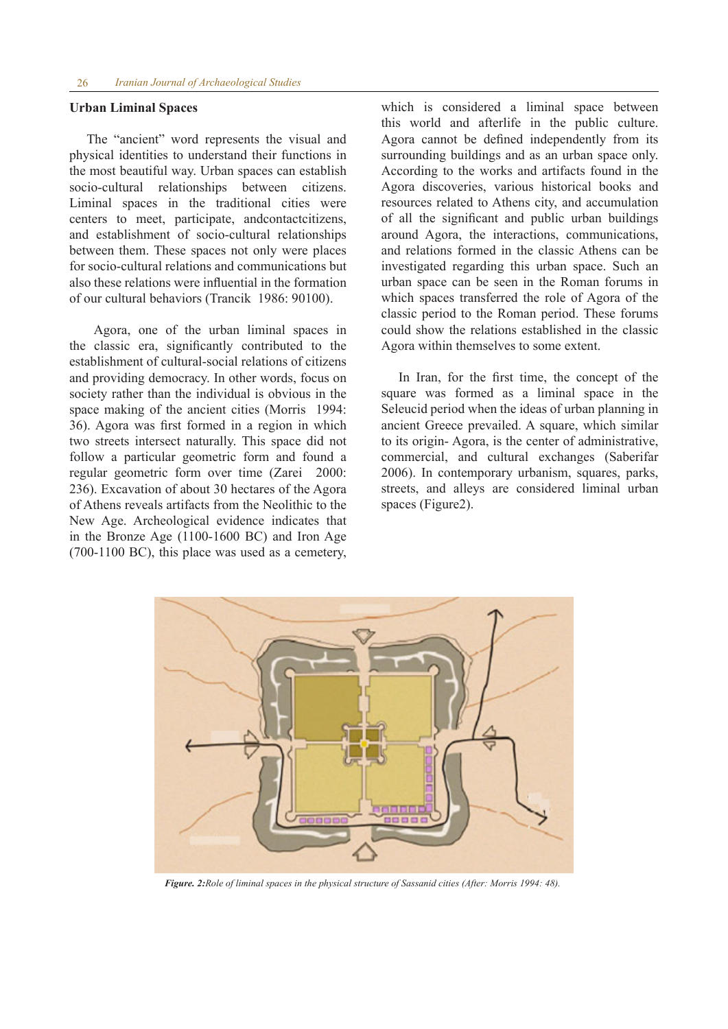## Urban Liminal Spaces

The “ancient” word represents the visual and physical identities to understand their functions in the most beautiful way. Urban spaces can establish socio-cultural relationships between citizens. Liminal spaces in the traditional cities were centers to meet, participate, andcontactcitizens, and establishment of socio-cultural relationships between them. These spaces not only were places for socio-cultural relations and communications but also these relations were influential in the formation of our cultural behaviors (Trancik 1986: 90100).

Agora, one of the urban liminal spaces in the classic era, significantly contributed to the establishment of cultural-social relations of citizens and providing democracy. In other words, focus on society rather than the individual is obvious in the space making of the ancient cities (Morris 1994: 36). Agora was first formed in a region in which two streets intersect naturally. This space did not follow a particular geometric form and found a regular geometric form over time (Zarei 2000: 236). Excavation of about 30 hectares of the Agora of Athens reveals artifacts from the Neolithic to the New Age. Archeological evidence indicates that in the Bronze Age (1100-1600 BC) and Iron Age (700-1100 BC), this place was used as a cemetery, which is considered a liminal space between this world and afterlife in the public culture. Agora cannot be defined independently from its surrounding buildings and as an urban space only. According to the works and artifacts found in the Agora discoveries, various historical books and resources related to Athens city, and accumulation of all the significant and public urban buildings around Agora, the interactions, communications, and relations formed in the classic Athens can be investigated regarding this urban space. Such an urban space can be seen in the Roman forums in which spaces transferred the role of Agora of the classic period to the Roman period. These forums could show the relations established in the classic Agora within themselves to some extent.

In Iran, for the first time, the concept of the square was formed as a liminal space in the Seleucid period when the ideas of urban planning in ancient Greece prevailed. A square, which similar to its origin- Agora, is the center of administrative, commercial, and cultural exchanges (Saberifar 2006). In contemporary urbanism, squares, parks, streets, and alleys are considered liminal urban spaces (Figure2).

***Figure. 2:****Role of liminal spaces in the physical structure of Sassanid cities (After: Morris 1994: 48).*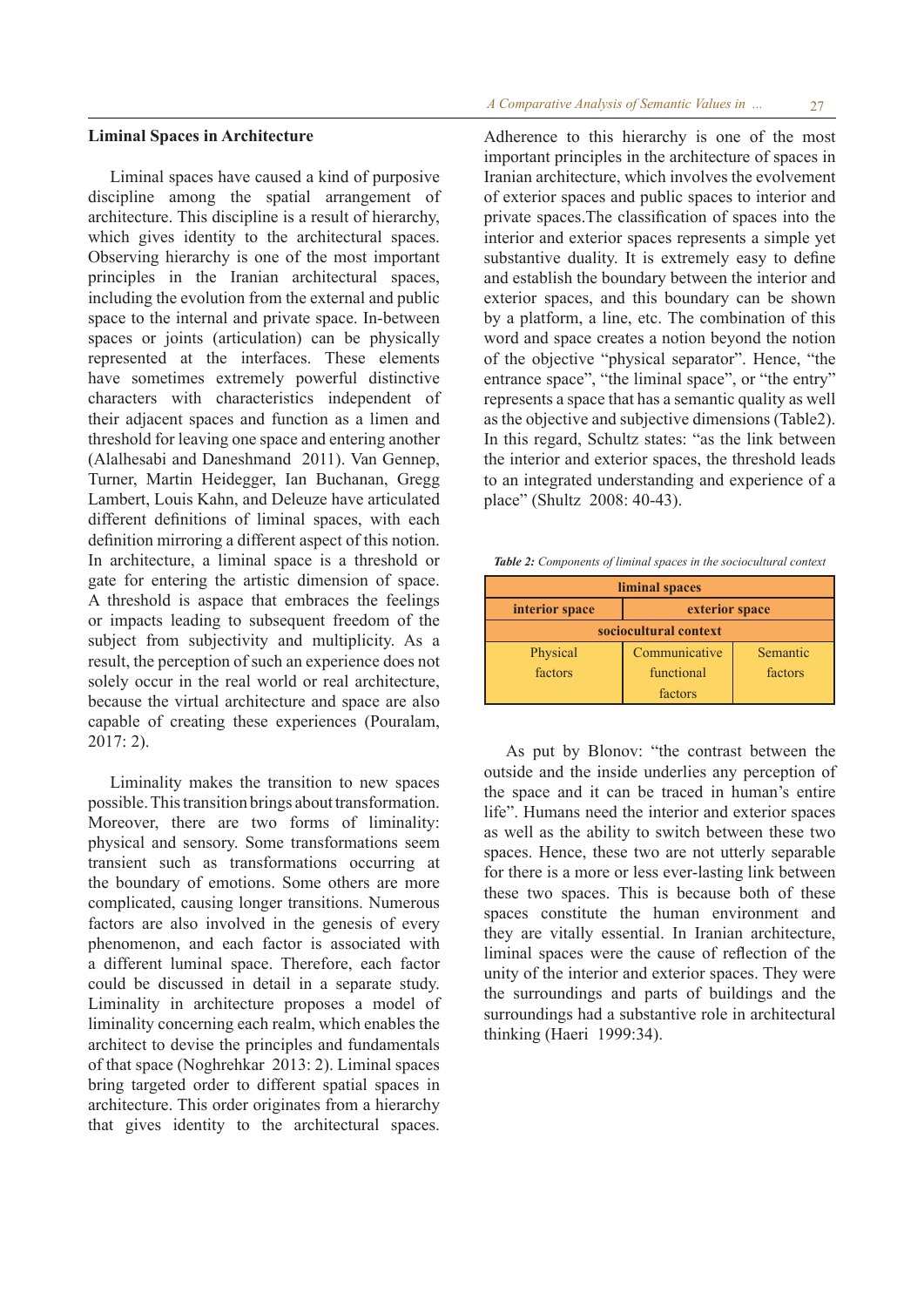## Liminal Spaces in Architecture

Liminal spaces have caused a kind of purposive discipline among the spatial arrangement of architecture. This discipline is a result of hierarchy, which gives identity to the architectural spaces. Observing hierarchy is one of the most important principles in the Iranian architectural spaces, including the evolution from the external and public space to the internal and private space. In-between spaces or joints (articulation) can be physically represented at the interfaces. These elements have sometimes extremely powerful distinctive characters with characteristics independent of their adjacent spaces and function as a limen and threshold for leaving one space and entering another (Alalhesabi and Daneshmand 2011). Van Gennep, Turner, Martin Heidegger, Ian Buchanan, Gregg Lambert, Louis Kahn, and Deleuze have articulated different definitions of liminal spaces, with each definition mirroring a different aspect of this notion. In architecture, a liminal space is a threshold or gate for entering the artistic dimension of space. A threshold is aspace that embraces the feelings or impacts leading to subsequent freedom of the subject from subjectivity and multiplicity. As a result, the perception of such an experience does not solely occur in the real world or real architecture, because the virtual architecture and space are also capable of creating these experiences (Pouralam, 2017: 2).

Liminality makes the transition to new spaces possible. This transition brings about transformation. Moreover, there are two forms of liminality: physical and sensory. Some transformations seem transient such as transformations occurring at the boundary of emotions. Some others are more complicated, causing longer transitions. Numerous factors are also involved in the genesis of every phenomenon, and each factor is associated with a different luminal space. Therefore, each factor could be discussed in detail in a separate study. Liminality in architecture proposes a model of liminality concerning each realm, which enables the architect to devise the principles and fundamentals of that space (Noghrehkar 2013: 2). Liminal spaces bring targeted order to different spatial spaces in architecture. This order originates from a hierarchy that gives identity to the architectural spaces. Adherence to this hierarchy is one of the most important principles in the architecture of spaces in Iranian architecture, which involves the evolvement of exterior spaces and public spaces to interior and private spaces.The classification of spaces into the interior and exterior spaces represents a simple yet substantive duality. It is extremely easy to define and establish the boundary between the interior and exterior spaces, and this boundary can be shown by a platform, a line, etc. The combination of this word and space creates a notion beyond the notion of the objective "physical separator". Hence, "the entrance space", "the liminal space", or "the entry" represents a space that has a semantic quality as well as the objective and subjective dimensions (Table2). In this regard, Schultz states: "as the link between the interior and exterior spaces, the threshold leads to an integrated understanding and experience of a place" (Shultz 2008: 40-43).

***Table 2:*** *Components of liminal spaces in the sociocultural context*

| liminal spaces | | |
|---|---|---|
| **interior space** | **exterior space** | |
| **sociocultural context** | | |
| Physical factors | Communicative functional factors | Semantic factors |

As put by Blonov: "the contrast between the outside and the inside underlies any perception of the space and it can be traced in human's entire life". Humans need the interior and exterior spaces as well as the ability to switch between these two spaces. Hence, these two are not utterly separable for there is a more or less ever-lasting link between these two spaces. This is because both of these spaces constitute the human environment and they are vitally essential. In Iranian architecture, liminal spaces were the cause of reflection of the unity of the interior and exterior spaces. They were the surroundings and parts of buildings and the surroundings had a substantive role in architectural thinking (Haeri 1999:34).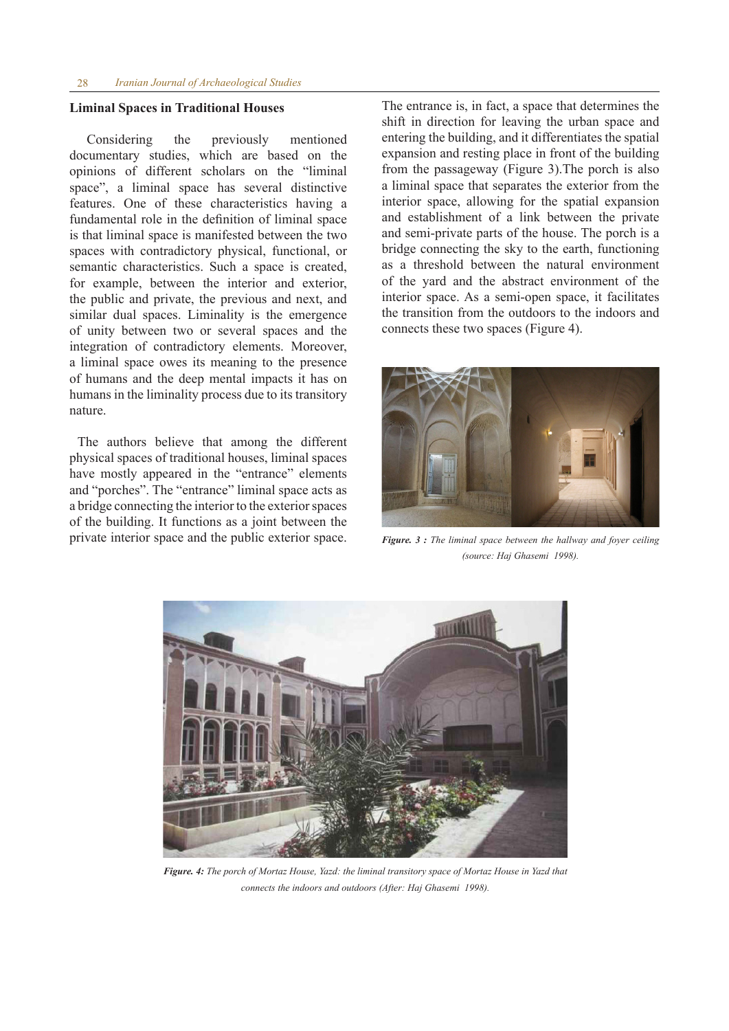## Liminal Spaces in Traditional Houses

Considering the previously mentioned documentary studies, which are based on the opinions of different scholars on the "liminal space", a liminal space has several distinctive features. One of these characteristics having a fundamental role in the definition of liminal space is that liminal space is manifested between the two spaces with contradictory physical, functional, or semantic characteristics. Such a space is created, for example, between the interior and exterior, the public and private, the previous and next, and similar dual spaces. Liminality is the emergence of unity between two or several spaces and the integration of contradictory elements. Moreover, a liminal space owes its meaning to the presence of humans and the deep mental impacts it has on humans in the liminality process due to its transitory nature.

The authors believe that among the different physical spaces of traditional houses, liminal spaces have mostly appeared in the "entrance" elements and "porches". The "entrance" liminal space acts as a bridge connecting the interior to the exterior spaces of the building. It functions as a joint between the private interior space and the public exterior space. The entrance is, in fact, a space that determines the shift in direction for leaving the urban space and entering the building, and it differentiates the spatial expansion and resting place in front of the building from the passageway (Figure 3).The porch is also a liminal space that separates the exterior from the interior space, allowing for the spatial expansion and establishment of a link between the private and semi-private parts of the house. The porch is a bridge connecting the sky to the earth, functioning as a threshold between the natural environment of the yard and the abstract environment of the interior space. As a semi-open space, it facilitates the transition from the outdoors to the indoors and connects these two spaces (Figure 4).

***Figure. 3 :*** *The liminal space between the hallway and foyer ceiling (source: Haj Ghasemi 1998).*

***Figure. 4:*** *The porch of Mortaz House, Yazd: the liminal transitory space of Mortaz House in Yazd that connects the indoors and outdoors (After: Haj Ghasemi 1998).*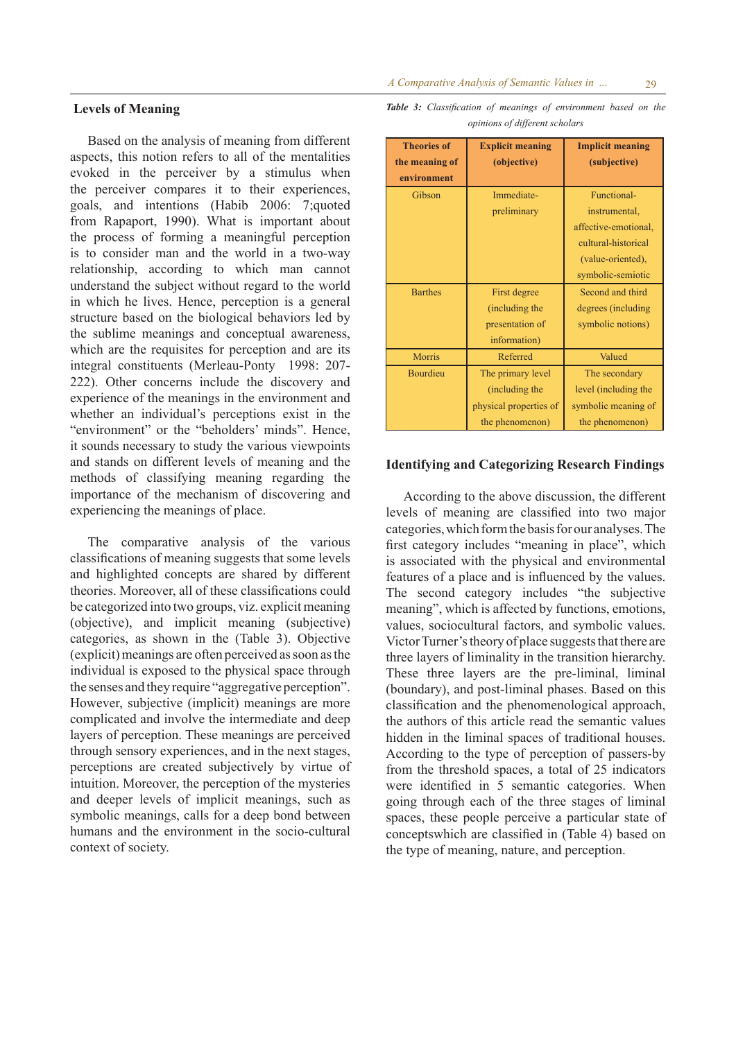## Levels of Meaning

Based on the analysis of meaning from different aspects, this notion refers to all of the mentalities evoked in the perceiver by a stimulus when the perceiver compares it to their experiences, goals, and intentions (Habib 2006: 7;quoted from Rapaport, 1990). What is important about the process of forming a meaningful perception is to consider man and the world in a two-way relationship, according to which man cannot understand the subject without regard to the world in which he lives. Hence, perception is a general structure based on the biological behaviors led by the sublime meanings and conceptual awareness, which are the requisites for perception and are its integral constituents (Merleau-Ponty 1998: 207-222). Other concerns include the discovery and experience of the meanings in the environment and whether an individual's perceptions exist in the "environment" or the "beholders' minds". Hence, it sounds necessary to study the various viewpoints and stands on different levels of meaning and the methods of classifying meaning regarding the importance of the mechanism of discovering and experiencing the meanings of place.

The comparative analysis of the various classifications of meaning suggests that some levels and highlighted concepts are shared by different theories. Moreover, all of these classifications could be categorized into two groups, viz. explicit meaning (objective), and implicit meaning (subjective) categories, as shown in the (Table 3). Objective (explicit) meanings are often perceived as soon as the individual is exposed to the physical space through the senses and they require "aggregative perception". However, subjective (implicit) meanings are more complicated and involve the intermediate and deep layers of perception. These meanings are perceived through sensory experiences, and in the next stages, perceptions are created subjectively by virtue of intuition. Moreover, the perception of the mysteries and deeper levels of implicit meanings, such as symbolic meanings, calls for a deep bond between humans and the environment in the socio-cultural context of society.

***Table 3:*** *Classification of meanings of environment based on the opinions of different scholars*

| Theories of the meaning of environment | Explicit meaning (objective) | Implicit meaning (subjective) |
|---|---|---|
| Gibson | Immediate-preliminary | Functional-instrumental, affective-emotional, cultural-historical (value-oriented), symbolic-semiotic |
| Barthes | First degree (including the presentation of information) | Second and third degrees (including symbolic notions) |
| Morris | Referred | Valued |
| Bourdieu | The primary level (including the physical properties of the phenomenon) | The secondary level (including the symbolic meaning of the phenomenon) |

## Identifying and Categorizing Research Findings

According to the above discussion, the different levels of meaning are classified into two major categories, which form the basis for our analyses. The first category includes "meaning in place", which is associated with the physical and environmental features of a place and is influenced by the values. The second category includes "the subjective meaning", which is affected by functions, emotions, values, sociocultural factors, and symbolic values. Victor Turner's theory of place suggests that there are three layers of liminality in the transition hierarchy. These three layers are the pre-liminal, liminal (boundary), and post-liminal phases. Based on this classification and the phenomenological approach, the authors of this article read the semantic values hidden in the liminal spaces of traditional houses. According to the type of perception of passers-by from the threshold spaces, a total of 25 indicators were identified in 5 semantic categories. When going through each of the three stages of liminal spaces, these people perceive a particular state of conceptswhich are classified in (Table 4) based on the type of meaning, nature, and perception.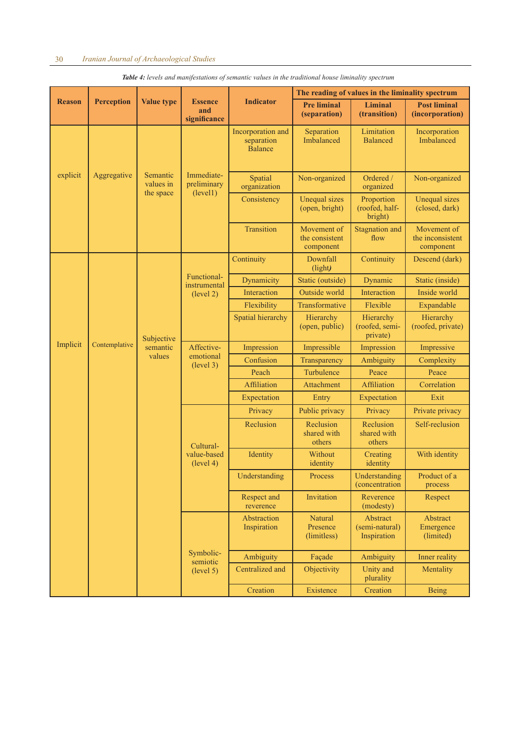***Table 4:*** *levels and manifestations of semantic values in the traditional house liminality spectrum*

| Reason | Perception | Value type | Essence and significance | Indicator | The reading of values in the liminality spectrum | | |
|---|---|---|---|---|---|---|---|
| | | | | | Pre liminal (separation) | Liminal (transition) | Post liminal (incorporation) |
| explicit | Aggregative | Semantic values in the space | Immediate-preliminary (level1) | Incorporation and separation Balance | Separation Imbalanced | Limitation Balanced | Incorporation Imbalanced |
| | | | | Spatial organization | Non-organized | Ordered / organized | Non-organized |
| | | | | Consistency | Unequal sizes (open, bright) | Proportion (roofed, half-bright) | Unequal sizes (closed, dark) |
| | | | | Transition | Movement of the consistent component | Stagnation and flow | Movement of the inconsistent component |
| Implicit | Contemplative | Subjective semantic values | Functional-instrumental (level 2) | Continuity | Downfall (light*)* | Continuity | Descend (dark) |
| | | | | Dynamicity | Static (outside) | Dynamic | Static (inside) |
| | | | | Interaction | Outside world | Interaction | Inside world |
| | | | | Flexibility | Transformative | Flexible | Expandable |
| | | | | Spatial hierarchy | Hierarchy (open, public) | Hierarchy (roofed, semi-private) | Hierarchy (roofed, private) |
| | | | Affective-emotional (level 3) | Impression | Impressible | Impression | Impressive |
| | | | | Confusion | Transparency | Ambiguity | Complexity |
| | | | | Peach | Turbulence | Peace | Peace |
| | | | | Affiliation | Attachment | Affiliation | Correlation |
| | | | | Expectation | Entry | Expectation | Exit |
| | | | Cultural-value-based (level 4) | Privacy | Public privacy | Privacy | Private privacy |
| | | | | Reclusion | Reclusion shared with others | Reclusion shared with others | Self-reclusion |
| | | | | Identity | Without identity | Creating identity | With identity |
| | | | | Understanding | Process | Understanding (concentration | Product of a process |
| | | | | Respect and reverence | Invitation | Reverence (modesty) | Respect |
| | | | Symbolic-semiotic (level 5) | Abstraction Inspiration | Natural Presence (limitless) | Abstract (semi-natural) Inspiration | Abstract Emergence (limited) |
| | | | | Ambiguity | Façade | Ambiguity | Inner reality |
| | | | | Centralized and | Objectivity | Unity and plurality | Mentality |
| | | | | Creation | Existence | Creation | Being |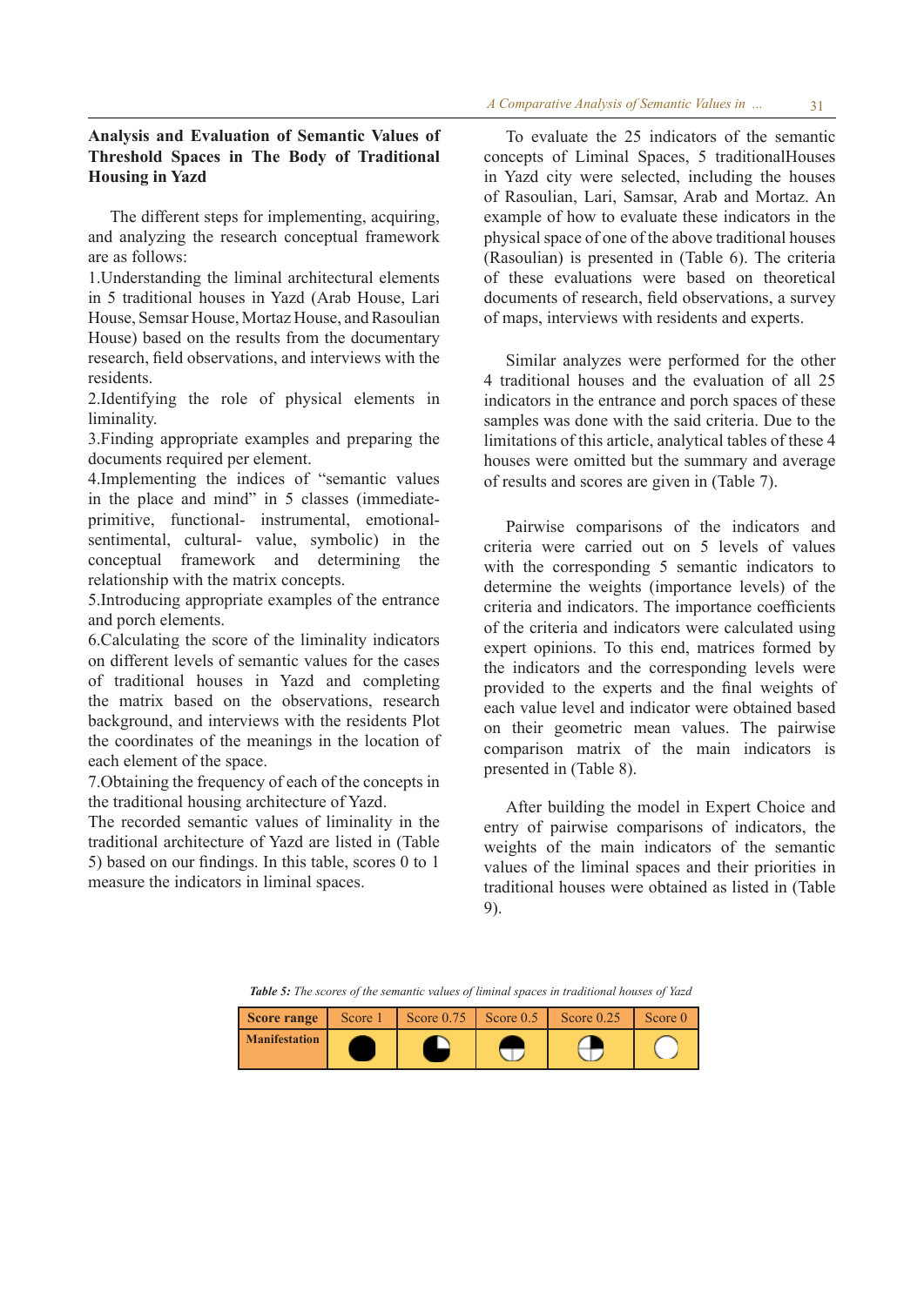### Analysis and Evaluation of Semantic Values of Threshold Spaces in The Body of Traditional Housing in Yazd

The different steps for implementing, acquiring, and analyzing the research conceptual framework are as follows:

1.Understanding the liminal architectural elements in 5 traditional houses in Yazd (Arab House, Lari House, Semsar House, Mortaz House, and Rasoulian House) based on the results from the documentary research, field observations, and interviews with the residents.

2.Identifying the role of physical elements in liminality.

3.Finding appropriate examples and preparing the documents required per element.

4.Implementing the indices of "semantic values in the place and mind" in 5 classes (immediate-primitive, functional- instrumental, emotional-sentimental, cultural- value, symbolic) in the conceptual framework and determining the relationship with the matrix concepts.

5.Introducing appropriate examples of the entrance and porch elements.

6.Calculating the score of the liminality indicators on different levels of semantic values for the cases of traditional houses in Yazd and completing the matrix based on the observations, research background, and interviews with the residents Plot the coordinates of the meanings in the location of each element of the space.

7.Obtaining the frequency of each of the concepts in the traditional housing architecture of Yazd.

The recorded semantic values of liminality in the traditional architecture of Yazd are listed in (Table 5) based on our findings. In this table, scores 0 to 1 measure the indicators in liminal spaces.

To evaluate the 25 indicators of the semantic concepts of Liminal Spaces, 5 traditionalHouses in Yazd city were selected, including the houses of Rasoulian, Lari, Samsar, Arab and Mortaz. An example of how to evaluate these indicators in the physical space of one of the above traditional houses (Rasoulian) is presented in (Table 6). The criteria of these evaluations were based on theoretical documents of research, field observations, a survey of maps, interviews with residents and experts.

Similar analyzes were performed for the other 4 traditional houses and the evaluation of all 25 indicators in the entrance and porch spaces of these samples was done with the said criteria. Due to the limitations of this article, analytical tables of these 4 houses were omitted but the summary and average of results and scores are given in (Table 7).

Pairwise comparisons of the indicators and criteria were carried out on 5 levels of values with the corresponding 5 semantic indicators to determine the weights (importance levels) of the criteria and indicators. The importance coefficients of the criteria and indicators were calculated using expert opinions. To this end, matrices formed by the indicators and the corresponding levels were provided to the experts and the final weights of each value level and indicator were obtained based on their geometric mean values. The pairwise comparison matrix of the main indicators is presented in (Table 8).

After building the model in Expert Choice and entry of pairwise comparisons of indicators, the weights of the main indicators of the semantic values of the liminal spaces and their priorities in traditional houses were obtained as listed in (Table 9).

***Table 5:*** *The scores of the semantic values of liminal spaces in traditional houses of Yazd*

| Score range | Score 1 | Score 0.75 | Score 0.5 | Score 0.25 | Score 0 |
|---|---|---|---|---|---|
| Manifestation | ● | ◕ | ◑ | ◔ | ○ |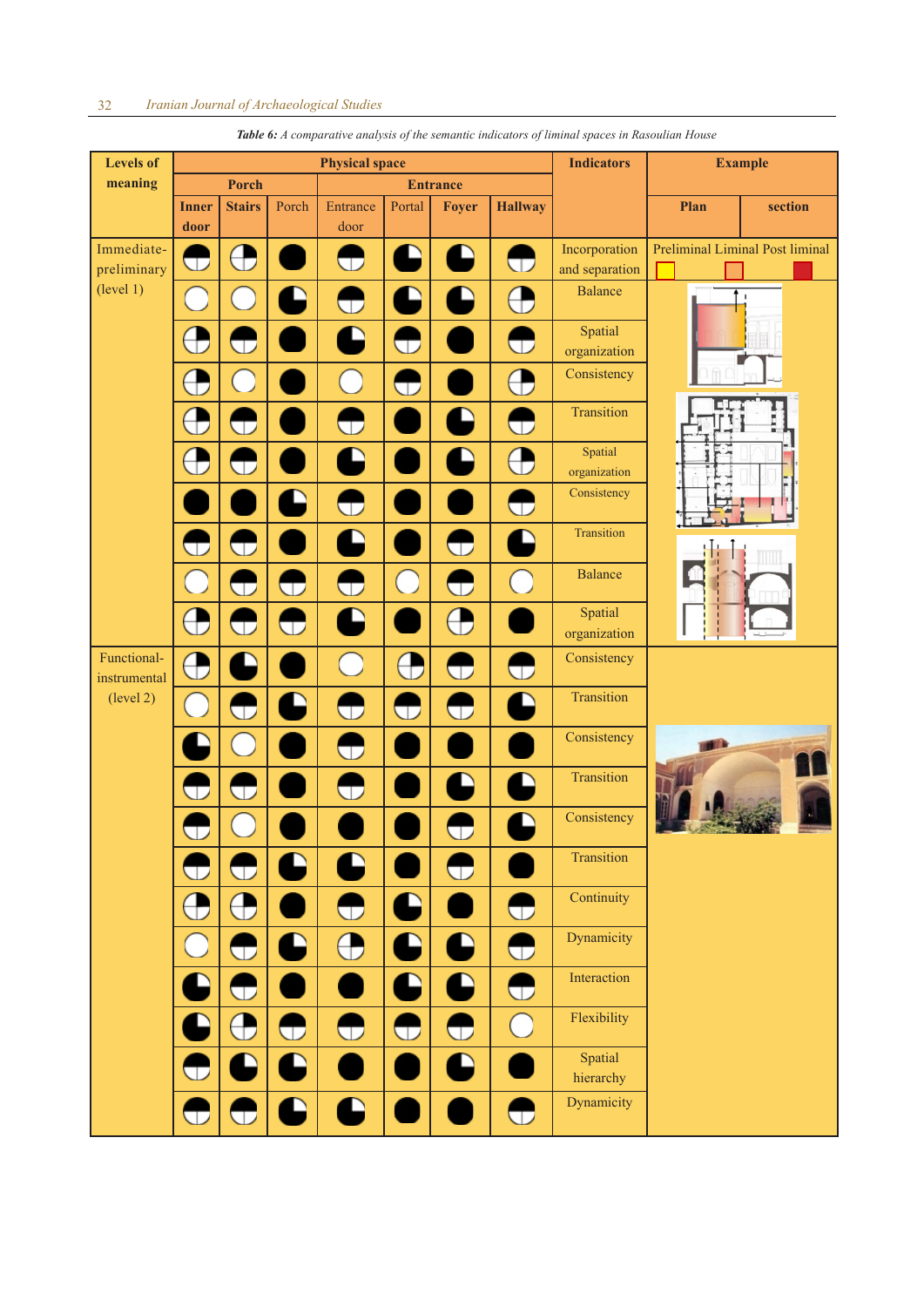*Table 6:* A comparative analysis of the semantic indicators of liminal spaces in Rasoulian House

| Levels of meaning | Physical space | | | | | | | Indicators | Example | |
|---|---|---|---|---|---|---|---|---|---|---|
| | Porch | | | Entrance | | | | | | |
| | Inner door | Stairs | Porch | Entrance door | Portal | Foyer | Hallway | | Plan | section |
| Immediate-preliminary (level 1) | | | | | | | | Incorporation and separation | Preliminal Liminal Post liminal | |
| | | | | | | | | Balance | | |
| | | | | | | | | Spatial organization | | |
| | | | | | | | | Consistency | | |
| | | | | | | | | Transition | | |
| | | | | | | | | Spatial organization | | |
| | | | | | | | | Consistency | | |
| | | | | | | | | Transition | | |
| | | | | | | | | Balance | | |
| | | | | | | | | Spatial organization | | |
| Functional-instrumental (level 2) | | | | | | | | Consistency | | |
| | | | | | | | | Transition | | |
| | | | | | | | | Consistency | | |
| | | | | | | | | Transition | | |
| | | | | | | | | Consistency | | |
| | | | | | | | | Transition | | |
| | | | | | | | | Continuity | | |
| | | | | | | | | Dynamicity | | |
| | | | | | | | | Interaction | | |
| | | | | | | | | Flexibility | | |
| | | | | | | | | Spatial hierarchy | | |
| | | | | | | | | Dynamicity | | |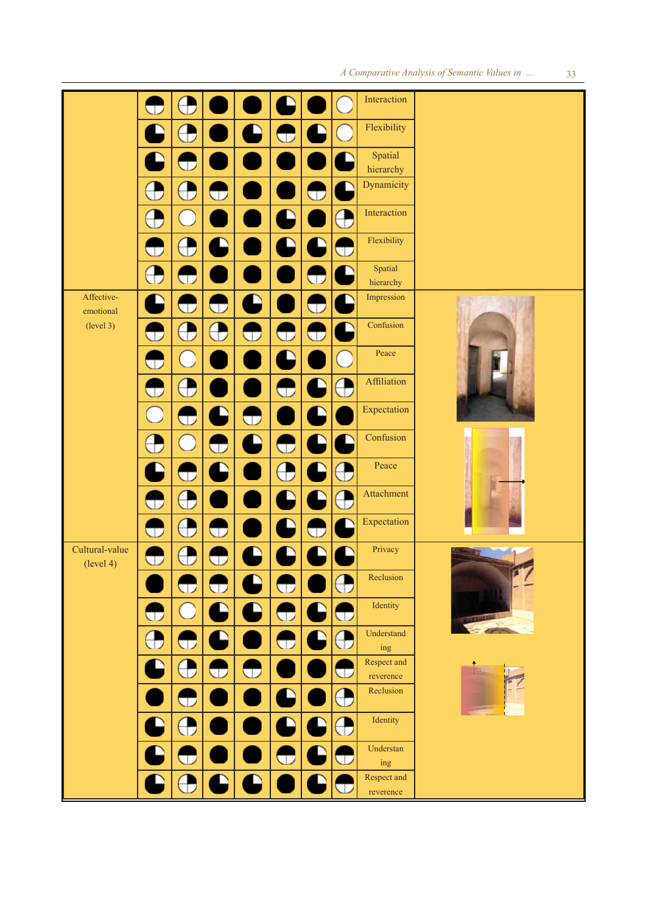| | | | | | | | | | |
|---|---|---|---|---|---|---|---|---|---|
| | ◑ | ◔ | ● | ● | ◕ | ● | ○ | Interaction | |
| | ◕ | ◔ | ● | ◕ | ◑ | ◕ | ○ | Flexibility | |
| | ◕ | ◑ | ● | ● | ● | ● | ◕ | Spatial hierarchy | |
| | ◔ | ◔ | ◑ | ● | ● | ◑ | ◕ | Dynamicity | |
| | ◔ | ○ | ● | ● | ◕ | ● | ◔ | Interaction | |
| | ◑ | ◔ | ◕ | ● | ◕ | ◕ | ◑ | Flexibility | |
| | ◔ | ◑ | ● | ● | ● | ◑ | ◕ | Spatial hierarchy | |
| Affective-emotional (level 3) | ◕ | ◑ | ◑ | ◕ | ● | ◑ | ◕ | Impression | |
| | ◑ | ◔ | ◔ | ◑ | ◑ | ◑ | ◕ | Confusion | |
| | ◑ | ○ | ● | ● | ◕ | ● | ○ | Peace | |
| | ◑ | ◔ | ● | ● | ◑ | ◕ | ◔ | Affiliation | |
| | ○ | ◑ | ◕ | ◑ | ● | ◕ | ● | Expectation | |
| | ◔ | ○ | ◑ | ◕ | ◑ | ◕ | ◕ | Confusion | |
| | ◕ | ◑ | ◕ | ● | ◔ | ◕ | ◔ | Peace | |
| | ◑ | ◔ | ● | ● | ◕ | ◕ | ◔ | Attachment | |
| | ◑ | ◔ | ◑ | ● | ◕ | ◑ | ◕ | Expectation | |
| Cultural-value (level 4) | ◑ | ◔ | ◑ | ◕ | ◕ | ◕ | ◕ | Privacy | |
| | ● | ◑ | ◑ | ◕ | ◑ | ● | ◔ | Reclusion | |
| | ◑ | ○ | ◕ | ◕ | ◑ | ◕ | ◑ | Identity | |
| | ◔ | ◑ | ◕ | ● | ◑ | ◕ | ◔ | Understanding | |
| | ◕ | ◔ | ◑ | ◑ | ● | ● | ◑ | Respect and reverence | |
| | ● | ◑ | ● | ● | ◕ | ● | ◔ | Reclusion | |
| | ◕ | ◔ | ● | ● | ◕ | ◕ | ◔ | Identity | |
| | ◕ | ◑ | ● | ● | ◑ | ◕ | ◑ | Understanding | |
| | ◕ | ◔ | ◕ | ◕ | ● | ◕ | ◑ | Respect and reverence | |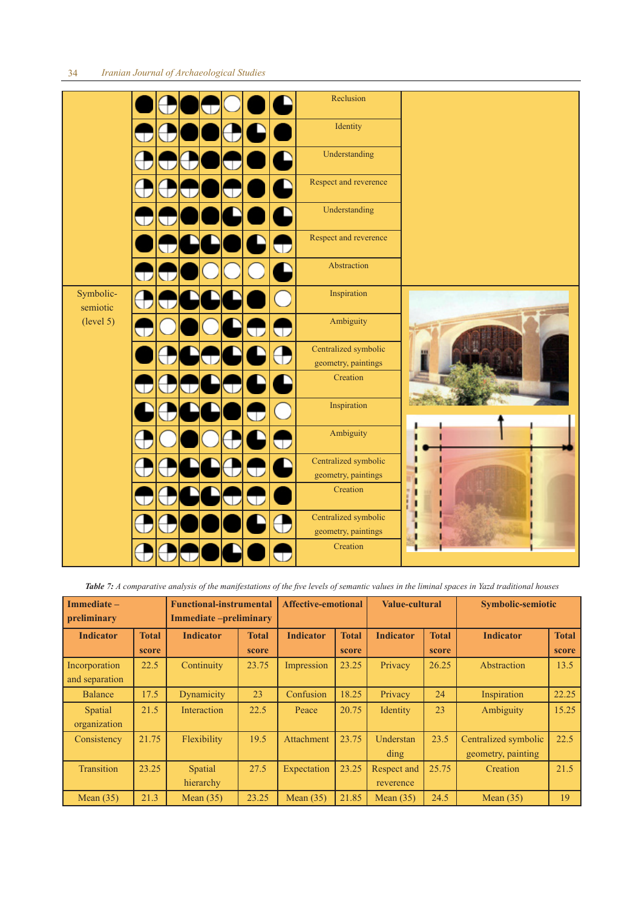| Level | Indicator |
|---|---|
| | Reclusion |
| | Identity |
| | Understanding |
| | Respect and reverence |
| | Understanding |
| | Respect and reverence |
| | Abstraction |
| Symbolic-semiotic (level 5) | Inspiration |
| | Ambiguity |
| | Centralized symbolic geometry, paintings |
| | Creation |
| | Inspiration |
| | Ambiguity |
| | Centralized symbolic geometry, paintings |
| | Creation |
| | Centralized symbolic geometry, paintings |
| | Creation |

***Table 7:*** *A comparative analysis of the manifestations of the five levels of semantic values in the liminal spaces in Yazd traditional houses*

| **Immediate – preliminary** | | **Functional-instrumental Immediate –preliminary** | | **Affective-emotional** | | **Value-cultural** | | **Symbolic-semiotic** | |
|---|---|---|---|---|---|---|---|---|---|
| **Indicator** | **Total score** | **Indicator** | **Total score** | **Indicator** | **Total score** | **Indicator** | **Total score** | **Indicator** | **Total score** |
| Incorporation and separation | 22.5 | Continuity | 23.75 | Impression | 23.25 | Privacy | 26.25 | Abstraction | 13.5 |
| Balance | 17.5 | Dynamicity | 23 | Confusion | 18.25 | Privacy | 24 | Inspiration | 22.25 |
| Spatial organization | 21.5 | Interaction | 22.5 | Peace | 20.75 | Identity | 23 | Ambiguity | 15.25 |
| Consistency | 21.75 | Flexibility | 19.5 | Attachment | 23.75 | Understanding | 23.5 | Centralized symbolic geometry, painting | 22.5 |
| Transition | 23.25 | Spatial hierarchy | 27.5 | Expectation | 23.25 | Respect and reverence | 25.75 | Creation | 21.5 |
| Mean (35) | 21.3 | Mean (35) | 23.25 | Mean (35) | 21.85 | Mean (35) | 24.5 | Mean (35) | 19 |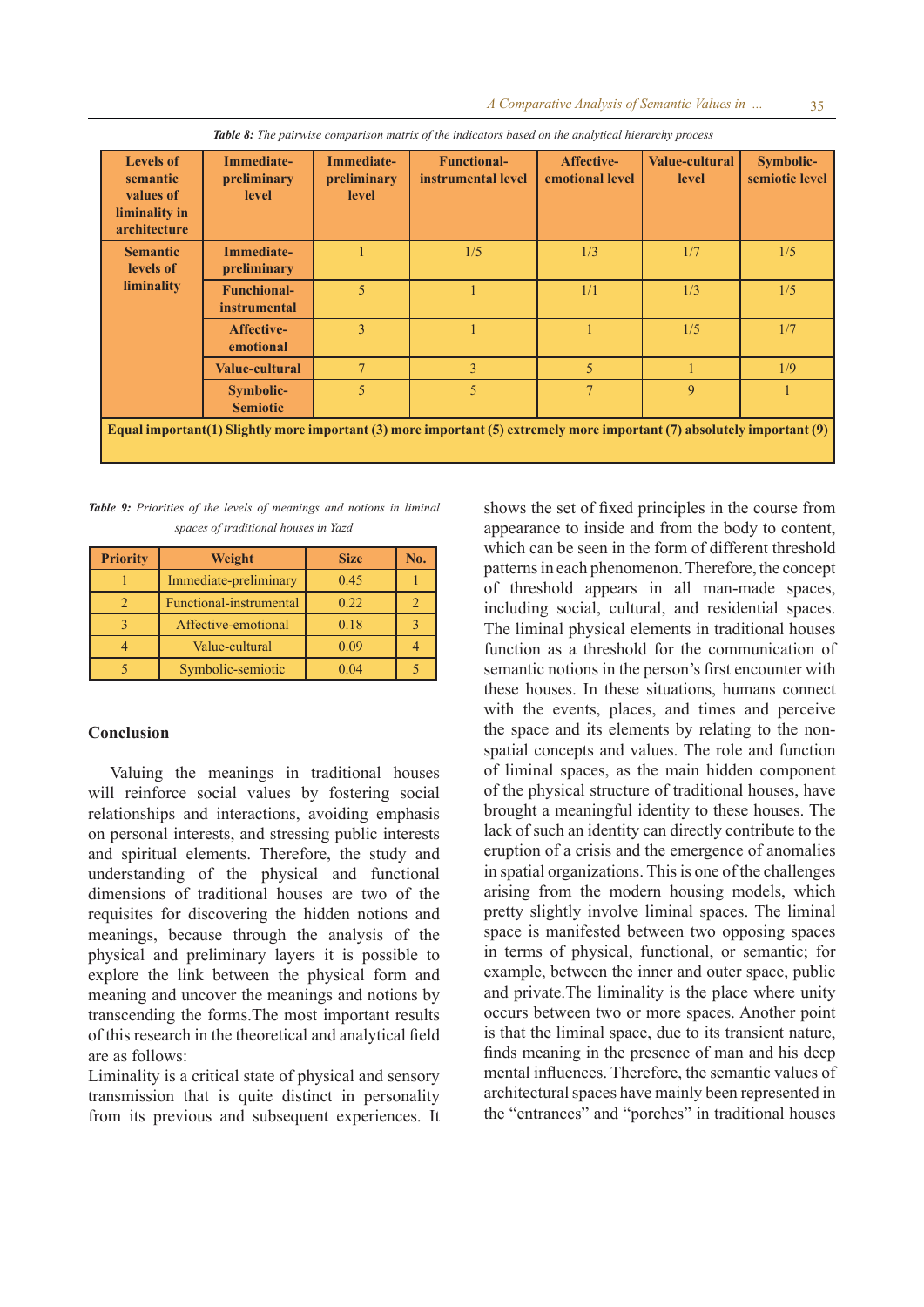*Table 8: The pairwise comparison matrix of the indicators based on the analytical hierarchy process*

| Levels of semantic values of liminality in architecture | Immediate-preliminary level | Immediate-preliminary level | Functional-instrumental level | Affective-emotional level | Value-cultural level | Symbolic-semiotic level |
|---|---|---|---|---|---|---|
| Semantic levels of liminality | Immediate-preliminary | 1 | 1/5 | 1/3 | 1/7 | 1/5 |
| | Funchional-instrumental | 5 | 1 | 1/1 | 1/3 | 1/5 |
| | Affective-emotional | 3 | 1 | 1 | 1/5 | 1/7 |
| | Value-cultural | 7 | 3 | 5 | 1 | 1/9 |
| | Symbolic-Semiotic | 5 | 5 | 7 | 9 | 1 |
| Equal important(1) Slightly more important (3) more important (5) extremely more important (7) absolutely important (9) | | | | | | |

*Table 9: Priorities of the levels of meanings and notions in liminal spaces of traditional houses in Yazd*

| Priority | Weight | Size | No. |
|---|---|---|---|
| 1 | Immediate-preliminary | 0.45 | 1 |
| 2 | Functional-instrumental | 0.22 | 2 |
| 3 | Affective-emotional | 0.18 | 3 |
| 4 | Value-cultural | 0.09 | 4 |
| 5 | Symbolic-semiotic | 0.04 | 5 |

## Conclusion

Valuing the meanings in traditional houses will reinforce social values by fostering social relationships and interactions, avoiding emphasis on personal interests, and stressing public interests and spiritual elements. Therefore, the study and understanding of the physical and functional dimensions of traditional houses are two of the requisites for discovering the hidden notions and meanings, because through the analysis of the physical and preliminary layers it is possible to explore the link between the physical form and meaning and uncover the meanings and notions by transcending the forms.The most important results of this research in the theoretical and analytical field are as follows:

Liminality is a critical state of physical and sensory transmission that is quite distinct in personality from its previous and subsequent experiences. It shows the set of fixed principles in the course from appearance to inside and from the body to content, which can be seen in the form of different threshold patterns in each phenomenon. Therefore, the concept of threshold appears in all man-made spaces, including social, cultural, and residential spaces. The liminal physical elements in traditional houses function as a threshold for the communication of semantic notions in the person's first encounter with these houses. In these situations, humans connect with the events, places, and times and perceive the space and its elements by relating to the non-spatial concepts and values. The role and function of liminal spaces, as the main hidden component of the physical structure of traditional houses, have brought a meaningful identity to these houses. The lack of such an identity can directly contribute to the eruption of a crisis and the emergence of anomalies in spatial organizations. This is one of the challenges arising from the modern housing models, which pretty slightly involve liminal spaces. The liminal space is manifested between two opposing spaces in terms of physical, functional, or semantic; for example, between the inner and outer space, public and private.The liminality is the place where unity occurs between two or more spaces. Another point is that the liminal space, due to its transient nature, finds meaning in the presence of man and his deep mental influences. Therefore, the semantic values of architectural spaces have mainly been represented in the "entrances" and "porches" in traditional houses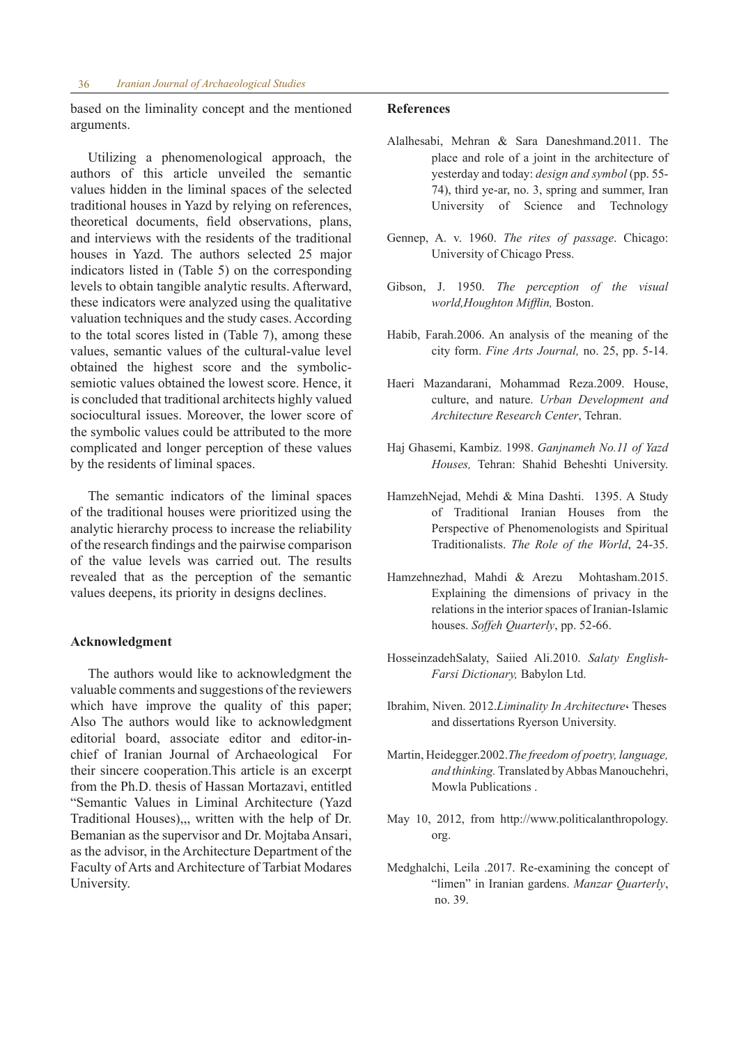based on the liminality concept and the mentioned arguments.

Utilizing a phenomenological approach, the authors of this article unveiled the semantic values hidden in the liminal spaces of the selected traditional houses in Yazd by relying on references, theoretical documents, field observations, plans, and interviews with the residents of the traditional houses in Yazd. The authors selected 25 major indicators listed in (Table 5) on the corresponding levels to obtain tangible analytic results. Afterward, these indicators were analyzed using the qualitative valuation techniques and the study cases. According to the total scores listed in (Table 7), among these values, semantic values of the cultural-value level obtained the highest score and the symbolic-semiotic values obtained the lowest score. Hence, it is concluded that traditional architects highly valued sociocultural issues. Moreover, the lower score of the symbolic values could be attributed to the more complicated and longer perception of these values by the residents of liminal spaces.

The semantic indicators of the liminal spaces of the traditional houses were prioritized using the analytic hierarchy process to increase the reliability of the research findings and the pairwise comparison of the value levels was carried out. The results revealed that as the perception of the semantic values deepens, its priority in designs declines.

## Acknowledgment

The authors would like to acknowledgment the valuable comments and suggestions of the reviewers which have improve the quality of this paper; Also The authors would like to acknowledgment editorial board, associate editor and editor-in-chief of Iranian Journal of Archaeological For their sincere cooperation.This article is an excerpt from the Ph.D. thesis of Hassan Mortazavi, entitled "Semantic Values in Liminal Architecture (Yazd Traditional Houses),,, written with the help of Dr. Bemanian as the supervisor and Dr. Mojtaba Ansari, as the advisor, in the Architecture Department of the Faculty of Arts and Architecture of Tarbiat Modares University.

## References

Alalhesabi, Mehran & Sara Daneshmand.2011. The place and role of a joint in the architecture of yesterday and today: *design and symbol* (pp. 55-74), third ye-ar, no. 3, spring and summer, Iran University of Science and Technology

Gennep, A. v. 1960. *The rites of passage*. Chicago: University of Chicago Press.

Gibson, J. 1950. *The perception of the visual world,Houghton Mifflin,* Boston.

Habib, Farah.2006. An analysis of the meaning of the city form. *Fine Arts Journal,* no. 25, pp. 5-14.

Haeri Mazandarani, Mohammad Reza.2009. House, culture, and nature. *Urban Development and Architecture Research Center*, Tehran.

Haj Ghasemi, Kambiz. 1998. *Ganjnameh No.11 of Yazd Houses,* Tehran: Shahid Beheshti University.

HamzehNejad, Mehdi & Mina Dashti. 1395. A Study of Traditional Iranian Houses from the Perspective of Phenomenologists and Spiritual Traditionalists. *The Role of the World*, 24-35.

Hamzehnezhad, Mahdi & Arezu Mohtasham.2015. Explaining the dimensions of privacy in the relations in the interior spaces of Iranian-Islamic houses. *Soffeh Quarterly*, pp. 52-66.

HosseinzadehSalaty, Saiied Ali.2010. *Salaty English-Farsi Dictionary,* Babylon Ltd.

Ibrahim, Niven. 2012.*Liminality In Architecture*، Theses and dissertations Ryerson University.

Martin, Heidegger.2002.*The freedom of poetry, language, and thinking.* Translated by Abbas Manouchehri, Mowla Publications .

May 10, 2012, from http://www.politicalanthropology.org.

Medghalchi, Leila .2017. Re-examining the concept of "limen" in Iranian gardens. *Manzar Quarterly*, no. 39.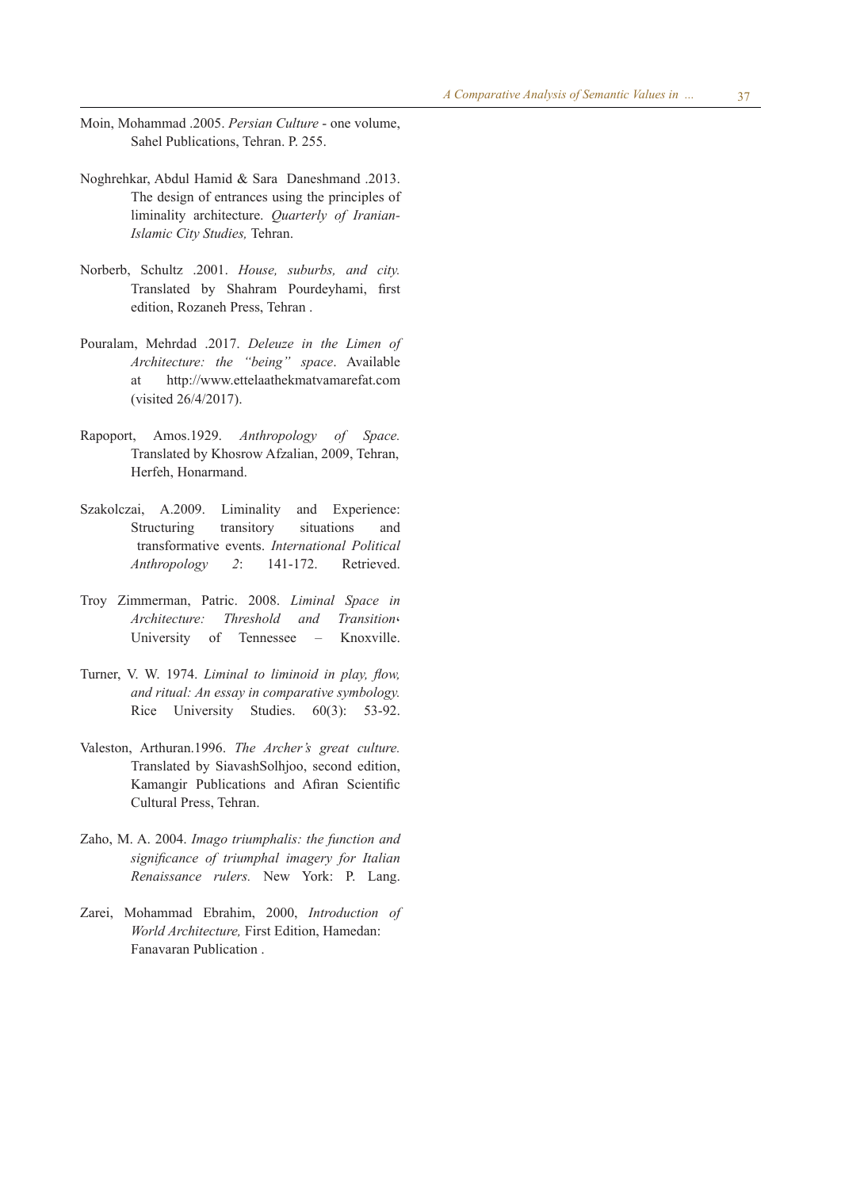Moin, Mohammad .2005. *Persian Culture* - one volume, Sahel Publications, Tehran. P. 255.

Noghrehkar, Abdul Hamid & Sara Daneshmand .2013. The design of entrances using the principles of liminality architecture. *Quarterly of Iranian-Islamic City Studies,* Tehran.

Norberb, Schultz .2001. *House, suburbs, and city.* Translated by Shahram Pourdeyhami, first edition, Rozaneh Press, Tehran .

Pouralam, Mehrdad .2017. *Deleuze in the Limen of Architecture: the "being" space*. Available at http://www.ettelaathekmatvamarefat.com (visited 26/4/2017).

Rapoport, Amos.1929. *Anthropology of Space.* Translated by Khosrow Afzalian, 2009, Tehran, Herfeh, Honarmand.

Szakolczai, A.2009. Liminality and Experience: Structuring transitory situations and transformative events. *International Political Anthropology 2*: 141-172. Retrieved.

Troy Zimmerman, Patric. 2008. *Liminal Space in Architecture: Threshold and Transition*، University of Tennessee – Knoxville.

Turner, V. W. 1974. *Liminal to liminoid in play, flow, and ritual: An essay in comparative symbology.* Rice University Studies. 60(3): 53-92.

Valeston, Arthuran.1996. *The Archer's great culture.* Translated by SiavashSolhjoo, second edition, Kamangir Publications and Afiran Scientific Cultural Press, Tehran.

Zaho, M. A. 2004. *Imago triumphalis: the function and significance of triumphal imagery for Italian Renaissance rulers.* New York: P. Lang.

Zarei, Mohammad Ebrahim, 2000, *Introduction of World Architecture,* First Edition, Hamedan: Fanavaran Publication .